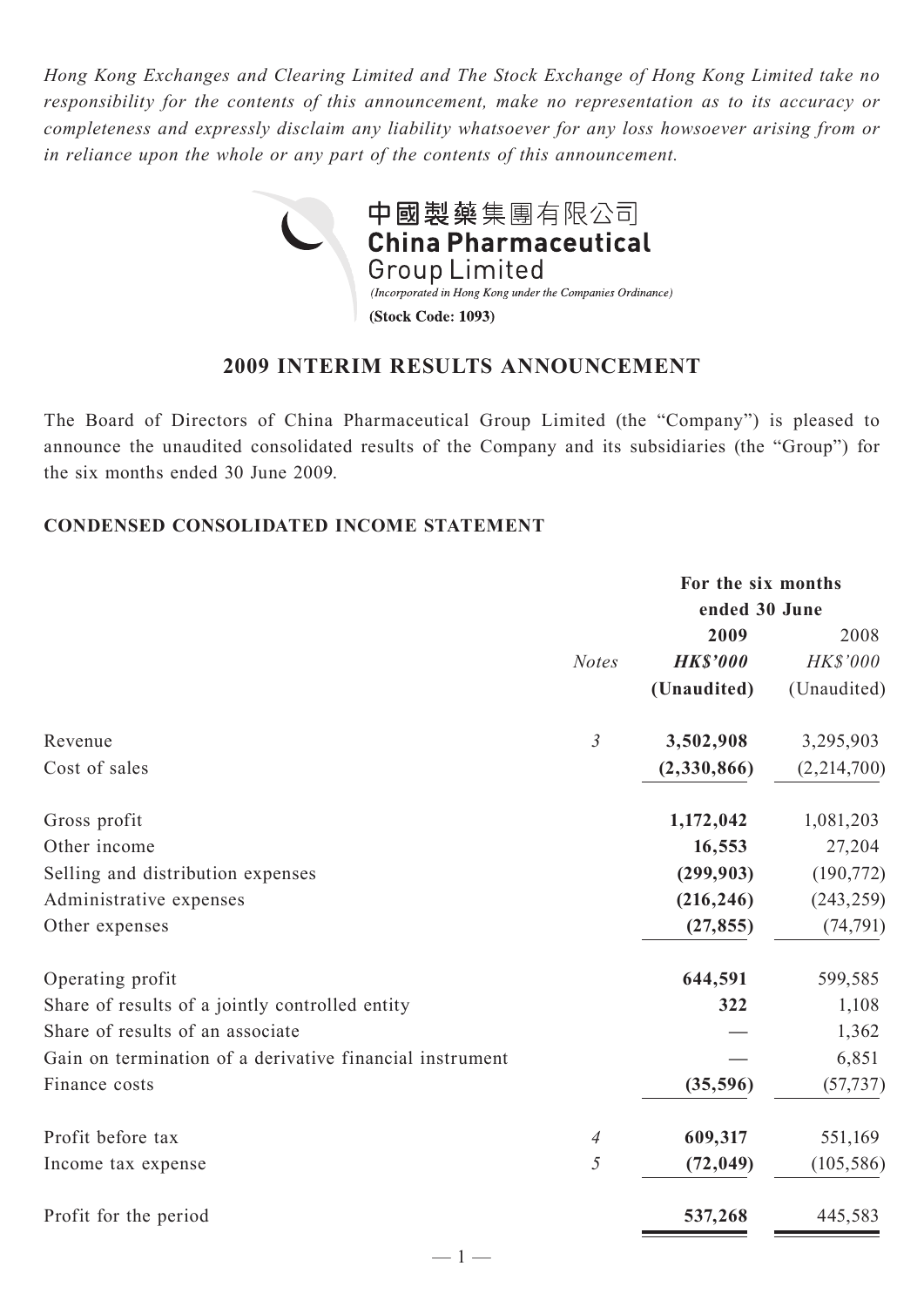*Hong Kong Exchanges and Clearing Limited and The Stock Exchange of Hong Kong Limited take no responsibility for the contents of this announcement, make no representation as to its accuracy or completeness and expressly disclaim any liability whatsoever for any loss howsoever arising from or in reliance upon the whole or any part of the contents of this announcement.*

中國製藥集團有限公司
**China Pharmaceutical Group Limited**
*(Incorporated in Hong Kong under the Companies Ordinance)*
**(Stock Code: 1093)**

## 2009 INTERIM RESULTS ANNOUNCEMENT

The Board of Directors of China Pharmaceutical Group Limited (the "Company") is pleased to announce the unaudited consolidated results of the Company and its subsidiaries (the "Group") for the six months ended 30 June 2009.

### CONDENSED CONSOLIDATED INCOME STATEMENT

| | *Notes* | **For the six months ended 30 June 2009** ***HK$'000*** **(Unaudited)** | **For the six months ended 30 June** 2008 *HK$'000* (Unaudited) |
|---|---|---|---|
| Revenue | *3* | **3,502,908** | 3,295,903 |
| Cost of sales | | **(2,330,866)** | (2,214,700) |
| Gross profit | | **1,172,042** | 1,081,203 |
| Other income | | **16,553** | 27,204 |
| Selling and distribution expenses | | **(299,903)** | (190,772) |
| Administrative expenses | | **(216,246)** | (243,259) |
| Other expenses | | **(27,855)** | (74,791) |
| Operating profit | | **644,591** | 599,585 |
| Share of results of a jointly controlled entity | | **322** | 1,108 |
| Share of results of an associate | | **—** | 1,362 |
| Gain on termination of a derivative financial instrument | | **—** | 6,851 |
| Finance costs | | **(35,596)** | (57,737) |
| Profit before tax | *4* | **609,317** | 551,169 |
| Income tax expense | *5* | **(72,049)** | (105,586) |
| Profit for the period | | **537,268** | 445,583 |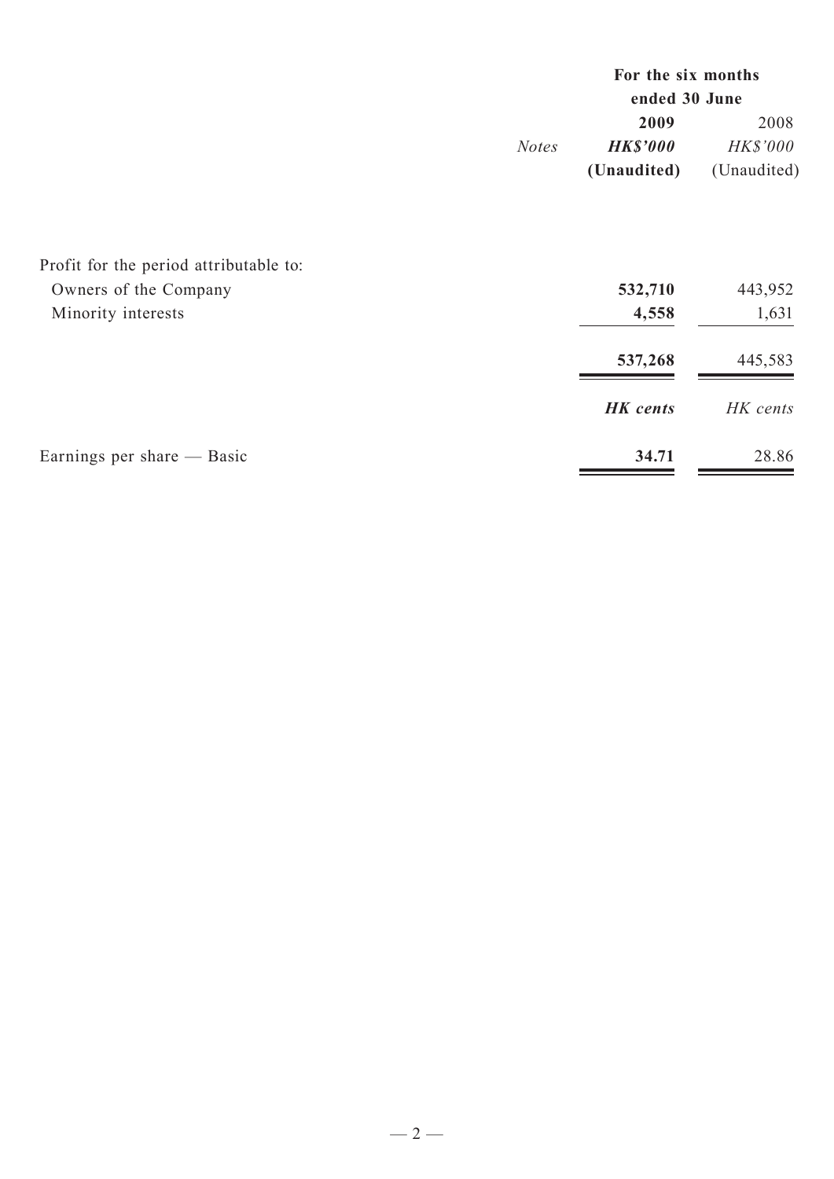| | Notes | For the six months ended 30 June | |
|---|---|---|---|
| | | **2009** | 2008 |
| | | ***HK$'000*** | *HK$'000* |
| | | **(Unaudited)** | (Unaudited) |
| Profit for the period attributable to: | | | |
| Owners of the Company | | **532,710** | 443,952 |
| Minority interests | | **4,558** | 1,631 |
| | | **537,268** | 445,583 |
| | | ***HK cents*** | *HK cents* |
| Earnings per share — Basic | | **34.71** | 28.86 |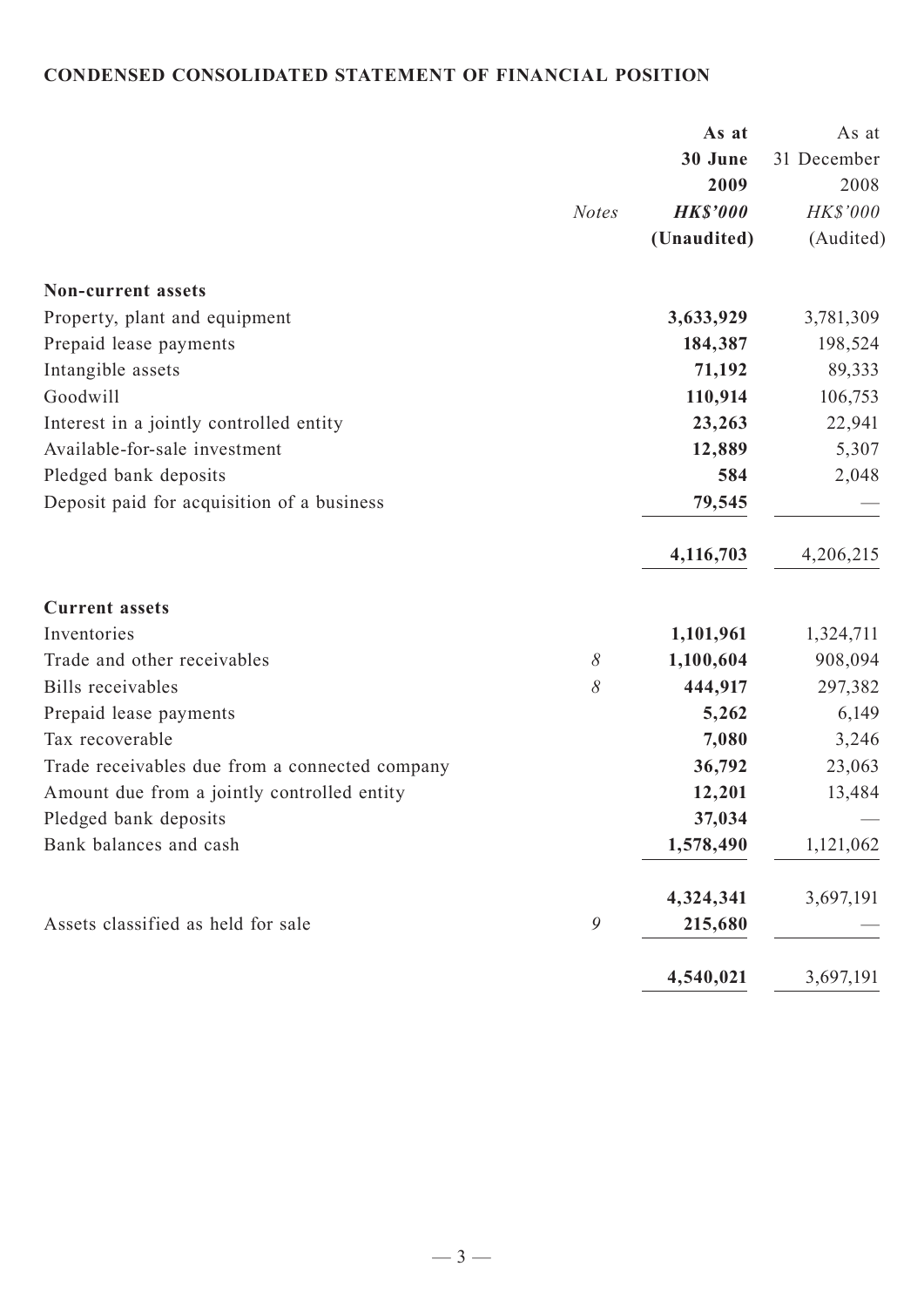**CONDENSED CONSOLIDATED STATEMENT OF FINANCIAL POSITION**

| | Notes | As at 30 June 2009 HK$'000 (Unaudited) | As at 31 December 2008 HK$'000 (Audited) |
|---|---|---|---|
| **Non-current assets** | | | |
| Property, plant and equipment | | **3,633,929** | 3,781,309 |
| Prepaid lease payments | | **184,387** | 198,524 |
| Intangible assets | | **71,192** | 89,333 |
| Goodwill | | **110,914** | 106,753 |
| Interest in a jointly controlled entity | | **23,263** | 22,941 |
| Available-for-sale investment | | **12,889** | 5,307 |
| Pledged bank deposits | | **584** | 2,048 |
| Deposit paid for acquisition of a business | | **79,545** | — |
| | | **4,116,703** | 4,206,215 |
| **Current assets** | | | |
| Inventories | | **1,101,961** | 1,324,711 |
| Trade and other receivables | 8 | **1,100,604** | 908,094 |
| Bills receivables | 8 | **444,917** | 297,382 |
| Prepaid lease payments | | **5,262** | 6,149 |
| Tax recoverable | | **7,080** | 3,246 |
| Trade receivables due from a connected company | | **36,792** | 23,063 |
| Amount due from a jointly controlled entity | | **12,201** | 13,484 |
| Pledged bank deposits | | **37,034** | — |
| Bank balances and cash | | **1,578,490** | 1,121,062 |
| | | **4,324,341** | 3,697,191 |
| Assets classified as held for sale | 9 | **215,680** | — |
| | | **4,540,021** | 3,697,191 |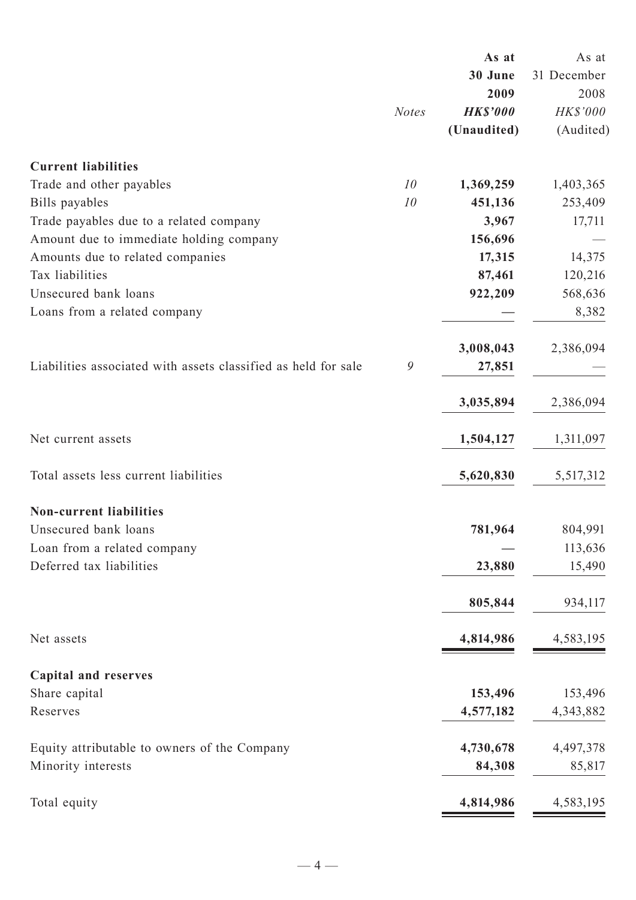| | Notes | As at 30 June 2009 HK$'000 (Unaudited) | As at 31 December 2008 HK$'000 (Audited) |
|---|---|---|---|
| **Current liabilities** | | | |
| Trade and other payables | 10 | **1,369,259** | 1,403,365 |
| Bills payables | 10 | **451,136** | 253,409 |
| Trade payables due to a related company | | **3,967** | 17,711 |
| Amount due to immediate holding company | | **156,696** | — |
| Amounts due to related companies | | **17,315** | 14,375 |
| Tax liabilities | | **87,461** | 120,216 |
| Unsecured bank loans | | **922,209** | 568,636 |
| Loans from a related company | | **—** | 8,382 |
| | | **3,008,043** | 2,386,094 |
| Liabilities associated with assets classified as held for sale | 9 | **27,851** | — |
| | | **3,035,894** | 2,386,094 |
| Net current assets | | **1,504,127** | 1,311,097 |
| Total assets less current liabilities | | **5,620,830** | 5,517,312 |
| **Non-current liabilities** | | | |
| Unsecured bank loans | | **781,964** | 804,991 |
| Loan from a related company | | **—** | 113,636 |
| Deferred tax liabilities | | **23,880** | 15,490 |
| | | **805,844** | 934,117 |
| Net assets | | **4,814,986** | 4,583,195 |
| **Capital and reserves** | | | |
| Share capital | | **153,496** | 153,496 |
| Reserves | | **4,577,182** | 4,343,882 |
| Equity attributable to owners of the Company | | **4,730,678** | 4,497,378 |
| Minority interests | | **84,308** | 85,817 |
| Total equity | | **4,814,986** | 4,583,195 |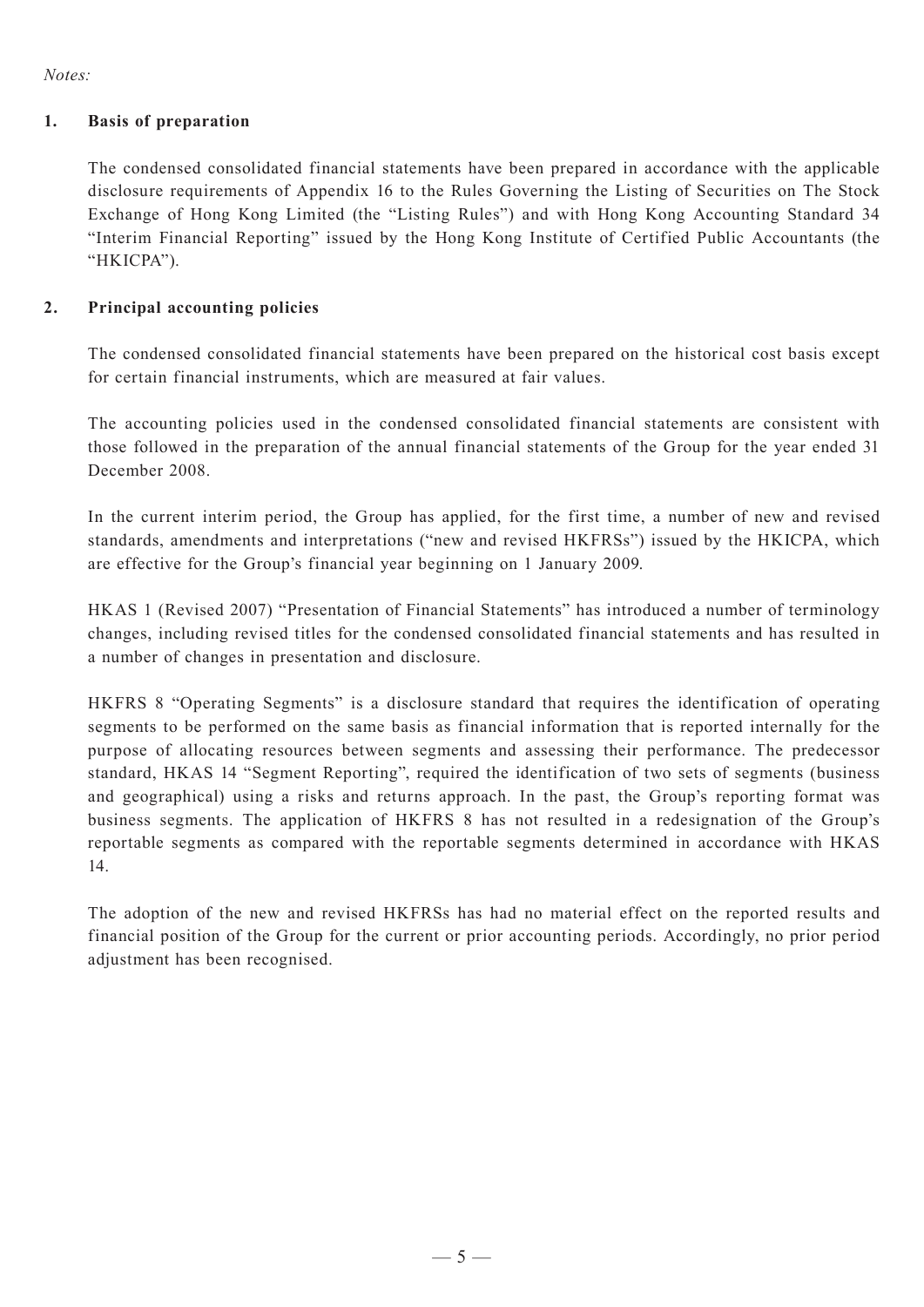*Notes:*

## 1. Basis of preparation

The condensed consolidated financial statements have been prepared in accordance with the applicable disclosure requirements of Appendix 16 to the Rules Governing the Listing of Securities on The Stock Exchange of Hong Kong Limited (the "Listing Rules") and with Hong Kong Accounting Standard 34 "Interim Financial Reporting" issued by the Hong Kong Institute of Certified Public Accountants (the "HKICPA").

## 2. Principal accounting policies

The condensed consolidated financial statements have been prepared on the historical cost basis except for certain financial instruments, which are measured at fair values.

The accounting policies used in the condensed consolidated financial statements are consistent with those followed in the preparation of the annual financial statements of the Group for the year ended 31 December 2008.

In the current interim period, the Group has applied, for the first time, a number of new and revised standards, amendments and interpretations ("new and revised HKFRSs") issued by the HKICPA, which are effective for the Group's financial year beginning on 1 January 2009.

HKAS 1 (Revised 2007) "Presentation of Financial Statements" has introduced a number of terminology changes, including revised titles for the condensed consolidated financial statements and has resulted in a number of changes in presentation and disclosure.

HKFRS 8 "Operating Segments" is a disclosure standard that requires the identification of operating segments to be performed on the same basis as financial information that is reported internally for the purpose of allocating resources between segments and assessing their performance. The predecessor standard, HKAS 14 "Segment Reporting", required the identification of two sets of segments (business and geographical) using a risks and returns approach. In the past, the Group's reporting format was business segments. The application of HKFRS 8 has not resulted in a redesignation of the Group's reportable segments as compared with the reportable segments determined in accordance with HKAS 14.

The adoption of the new and revised HKFRSs has had no material effect on the reported results and financial position of the Group for the current or prior accounting periods. Accordingly, no prior period adjustment has been recognised.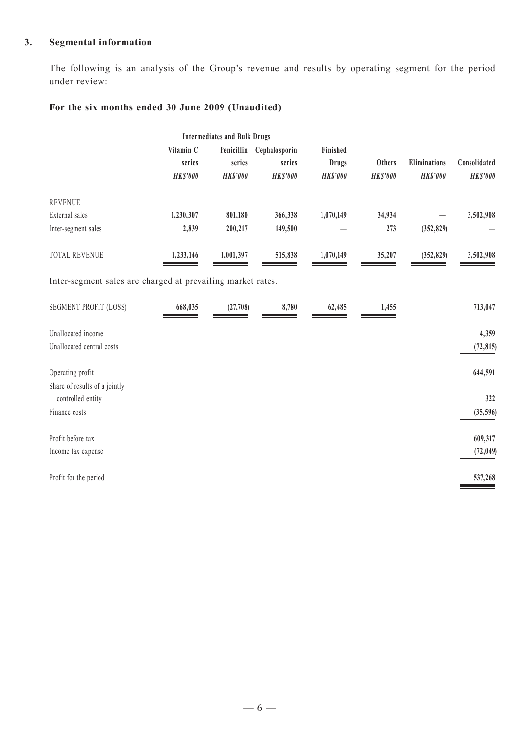## 3. Segmental information

The following is an analysis of the Group's revenue and results by operating segment for the period under review:

### For the six months ended 30 June 2009 (Unaudited)

| | Intermediates and Bulk Drugs | | | | | | |
|---|---|---|---|---|---|---|---|
| | Vitamin C series | Penicillin series | Cephalosporin series | Finished Drugs | Others | Eliminations | Consolidated |
| | *HK$'000* | *HK$'000* | *HK$'000* | *HK$'000* | *HK$'000* | *HK$'000* | *HK$'000* |
| REVENUE | | | | | | | |
| External sales | **1,230,307** | **801,180** | **366,338** | **1,070,149** | **34,934** | **—** | **3,502,908** |
| Inter-segment sales | **2,839** | **200,217** | **149,500** | **—** | **273** | **(352,829)** | **—** |
| TOTAL REVENUE | **1,233,146** | **1,001,397** | **515,838** | **1,070,149** | **35,207** | **(352,829)** | **3,502,908** |

Inter-segment sales are charged at prevailing market rates.

| | Vitamin C series | Penicillin series | Cephalosporin series | Finished Drugs | Others | Eliminations | Consolidated |
|---|---|---|---|---|---|---|---|
| SEGMENT PROFIT (LOSS) | **668,035** | **(27,708)** | **8,780** | **62,485** | **1,455** | | **713,047** |
| Unallocated income | | | | | | | **4,359** |
| Unallocated central costs | | | | | | | **(72,815)** |
| Operating profit | | | | | | | **644,591** |
| Share of results of a jointly controlled entity | | | | | | | **322** |
| Finance costs | | | | | | | **(35,596)** |
| Profit before tax | | | | | | | **609,317** |
| Income tax expense | | | | | | | **(72,049)** |
| Profit for the period | | | | | | | **537,268** |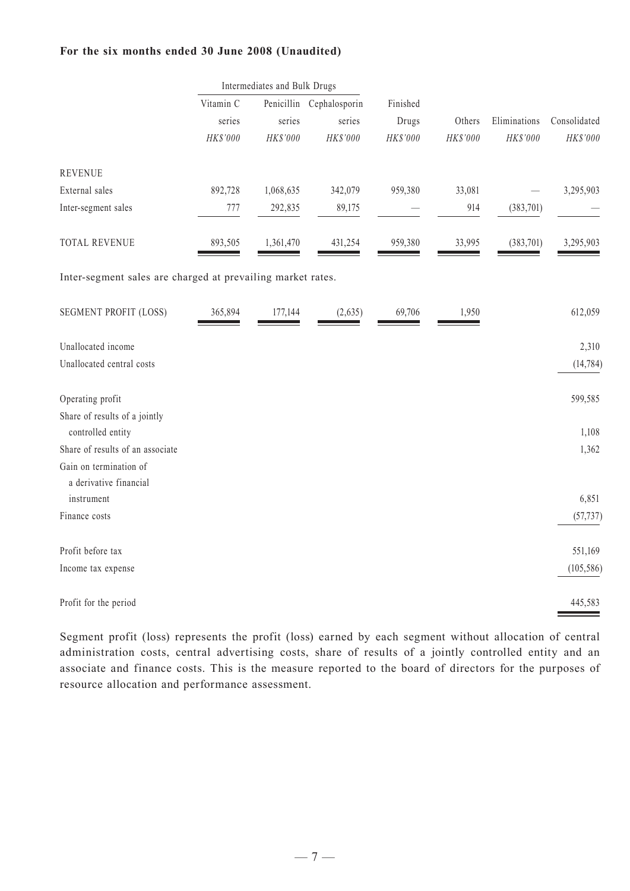**For the six months ended 30 June 2008 (Unaudited)**

| | Intermediates and Bulk Drugs | | | | | | |
|---|---|---|---|---|---|---|---|
| | Vitamin C series | Penicillin series | Cephalosporin series | Finished Drugs | Others | Eliminations | Consolidated |
| | *HK$'000* | *HK$'000* | *HK$'000* | *HK$'000* | *HK$'000* | *HK$'000* | *HK$'000* |
| REVENUE | | | | | | | |
| External sales | 892,728 | 1,068,635 | 342,079 | 959,380 | 33,081 | — | 3,295,903 |
| Inter-segment sales | 777 | 292,835 | 89,175 | — | 914 | (383,701) | — |
| TOTAL REVENUE | 893,505 | 1,361,470 | 431,254 | 959,380 | 33,995 | (383,701) | 3,295,903 |

Inter-segment sales are charged at prevailing market rates.

| | Vitamin C series | Penicillin series | Cephalosporin series | Finished Drugs | Others | Eliminations | Consolidated |
|---|---|---|---|---|---|---|---|
| SEGMENT PROFIT (LOSS) | 365,894 | 177,144 | (2,635) | 69,706 | 1,950 | | 612,059 |
| Unallocated income | | | | | | | 2,310 |
| Unallocated central costs | | | | | | | (14,784) |
| Operating profit | | | | | | | 599,585 |
| Share of results of a jointly controlled entity | | | | | | | 1,108 |
| Share of results of an associate | | | | | | | 1,362 |
| Gain on termination of a derivative financial instrument | | | | | | | 6,851 |
| Finance costs | | | | | | | (57,737) |
| Profit before tax | | | | | | | 551,169 |
| Income tax expense | | | | | | | (105,586) |
| Profit for the period | | | | | | | 445,583 |

Segment profit (loss) represents the profit (loss) earned by each segment without allocation of central administration costs, central advertising costs, share of results of a jointly controlled entity and an associate and finance costs. This is the measure reported to the board of directors for the purposes of resource allocation and performance assessment.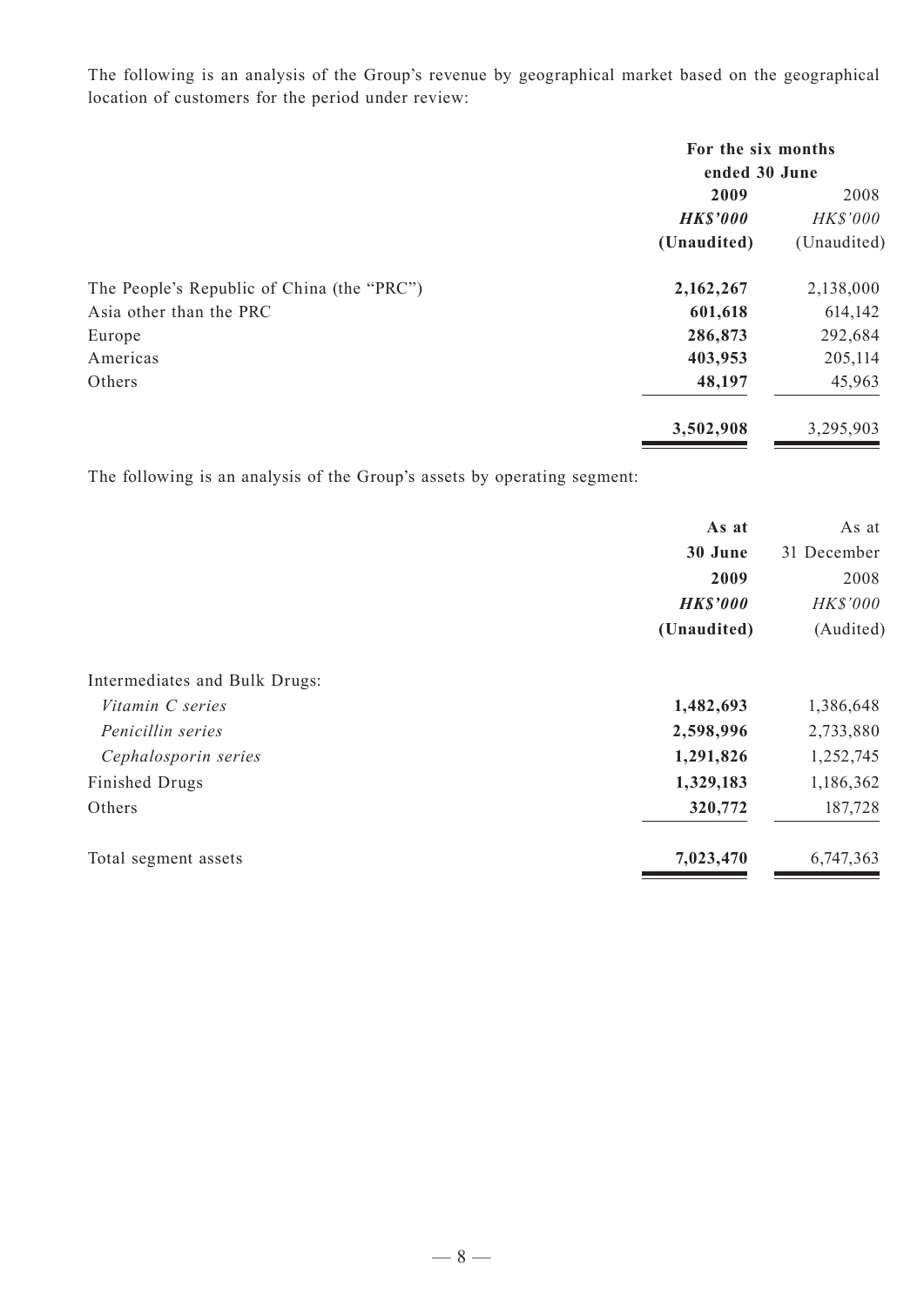The following is an analysis of the Group's revenue by geographical market based on the geographical location of customers for the period under review:

| | For the six months ended 30 June | |
|---|---|---|
| | **2009** | 2008 |
| | ***HK$'000*** | *HK$'000* |
| | **(Unaudited)** | (Unaudited) |
| The People's Republic of China (the "PRC") | **2,162,267** | 2,138,000 |
| Asia other than the PRC | **601,618** | 614,142 |
| Europe | **286,873** | 292,684 |
| Americas | **403,953** | 205,114 |
| Others | **48,197** | 45,963 |
| | **3,502,908** | 3,295,903 |

The following is an analysis of the Group's assets by operating segment:

| | **As at 30 June 2009** | As at 31 December 2008 |
|---|---|---|
| | ***HK$'000*** | *HK$'000* |
| | **(Unaudited)** | (Audited) |
| Intermediates and Bulk Drugs: | | |
| *Vitamin C series* | **1,482,693** | 1,386,648 |
| *Penicillin series* | **2,598,996** | 2,733,880 |
| *Cephalosporin series* | **1,291,826** | 1,252,745 |
| Finished Drugs | **1,329,183** | 1,186,362 |
| Others | **320,772** | 187,728 |
| Total segment assets | **7,023,470** | 6,747,363 |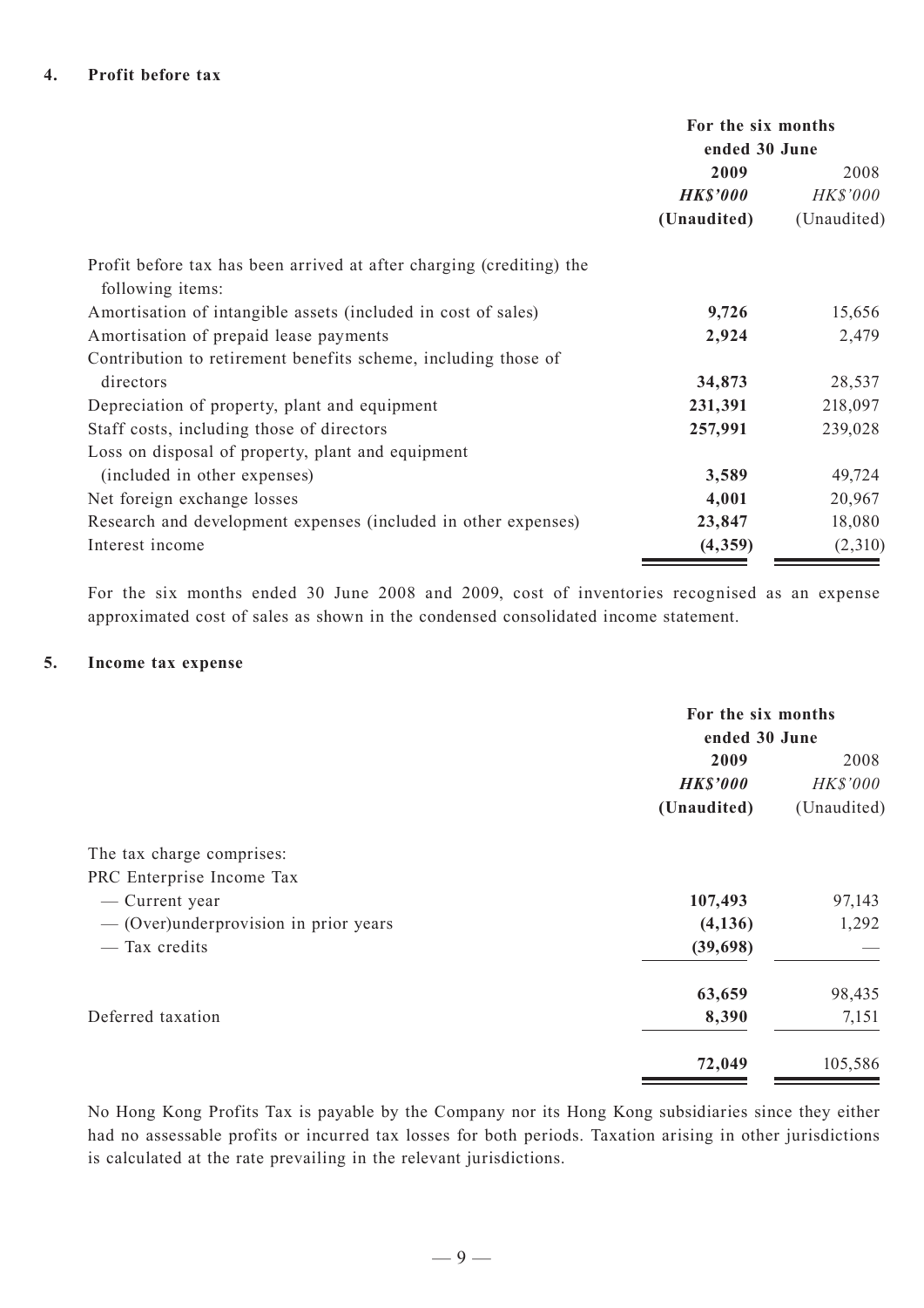## 4. Profit before tax

| | For the six months ended 30 June | |
|---|---|---|
| | **2009** | 2008 |
| | ***HK$'000*** | *HK$'000* |
| | **(Unaudited)** | (Unaudited) |
| Profit before tax has been arrived at after charging (crediting) the following items: | | |
| Amortisation of intangible assets (included in cost of sales) | **9,726** | 15,656 |
| Amortisation of prepaid lease payments | **2,924** | 2,479 |
| Contribution to retirement benefits scheme, including those of directors | **34,873** | 28,537 |
| Depreciation of property, plant and equipment | **231,391** | 218,097 |
| Staff costs, including those of directors | **257,991** | 239,028 |
| Loss on disposal of property, plant and equipment (included in other expenses) | **3,589** | 49,724 |
| Net foreign exchange losses | **4,001** | 20,967 |
| Research and development expenses (included in other expenses) | **23,847** | 18,080 |
| Interest income | **(4,359)** | (2,310) |

For the six months ended 30 June 2008 and 2009, cost of inventories recognised as an expense approximated cost of sales as shown in the condensed consolidated income statement.

## 5. Income tax expense

| | For the six months ended 30 June | |
|---|---|---|
| | **2009** | 2008 |
| | ***HK$'000*** | *HK$'000* |
| | **(Unaudited)** | (Unaudited) |
| The tax charge comprises: | | |
| PRC Enterprise Income Tax | | |
| — Current year | **107,493** | 97,143 |
| — (Over)underprovision in prior years | **(4,136)** | 1,292 |
| — Tax credits | **(39,698)** | — |
| | **63,659** | 98,435 |
| Deferred taxation | **8,390** | 7,151 |
| | **72,049** | 105,586 |

No Hong Kong Profits Tax is payable by the Company nor its Hong Kong subsidiaries since they either had no assessable profits or incurred tax losses for both periods. Taxation arising in other jurisdictions is calculated at the rate prevailing in the relevant jurisdictions.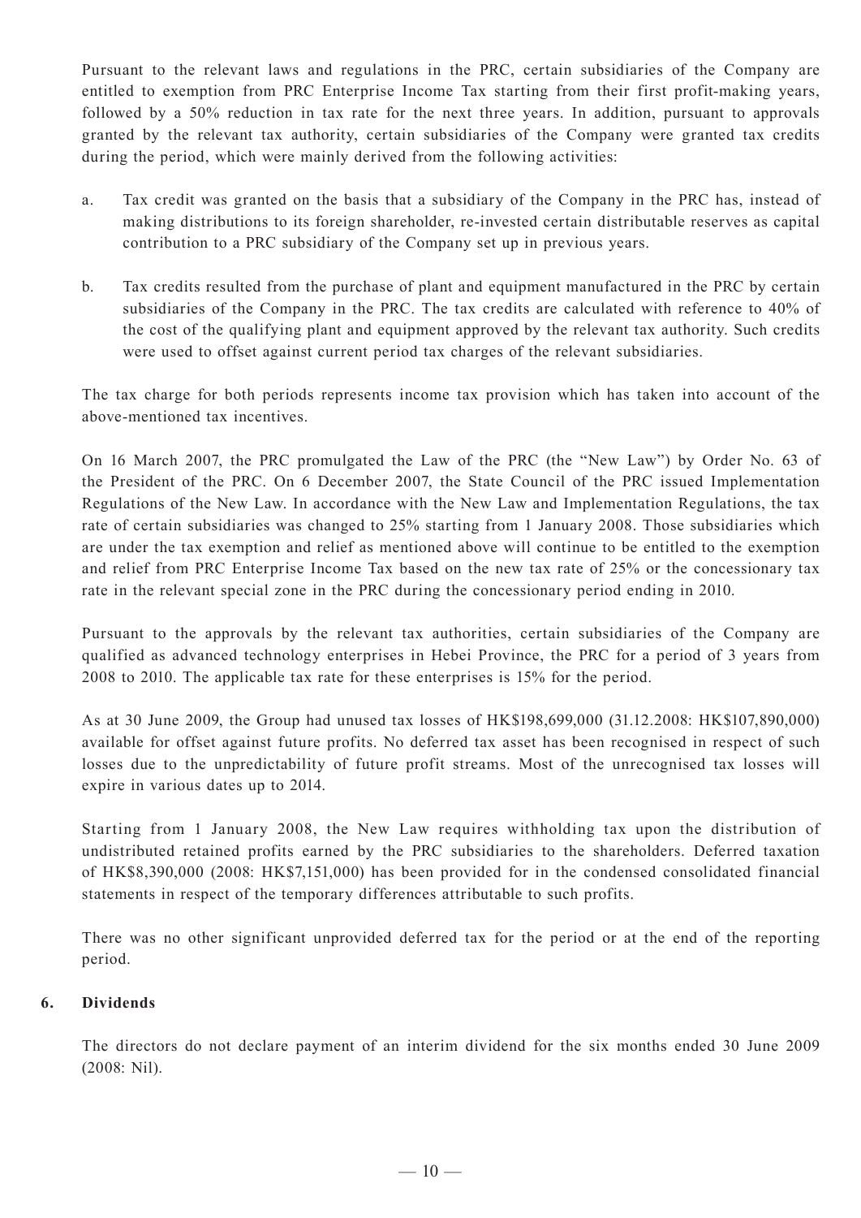Pursuant to the relevant laws and regulations in the PRC, certain subsidiaries of the Company are entitled to exemption from PRC Enterprise Income Tax starting from their first profit-making years, followed by a 50% reduction in tax rate for the next three years. In addition, pursuant to approvals granted by the relevant tax authority, certain subsidiaries of the Company were granted tax credits during the period, which were mainly derived from the following activities:

a. Tax credit was granted on the basis that a subsidiary of the Company in the PRC has, instead of making distributions to its foreign shareholder, re-invested certain distributable reserves as capital contribution to a PRC subsidiary of the Company set up in previous years.

b. Tax credits resulted from the purchase of plant and equipment manufactured in the PRC by certain subsidiaries of the Company in the PRC. The tax credits are calculated with reference to 40% of the cost of the qualifying plant and equipment approved by the relevant tax authority. Such credits were used to offset against current period tax charges of the relevant subsidiaries.

The tax charge for both periods represents income tax provision which has taken into account of the above-mentioned tax incentives.

On 16 March 2007, the PRC promulgated the Law of the PRC (the "New Law") by Order No. 63 of the President of the PRC. On 6 December 2007, the State Council of the PRC issued Implementation Regulations of the New Law. In accordance with the New Law and Implementation Regulations, the tax rate of certain subsidiaries was changed to 25% starting from 1 January 2008. Those subsidiaries which are under the tax exemption and relief as mentioned above will continue to be entitled to the exemption and relief from PRC Enterprise Income Tax based on the new tax rate of 25% or the concessionary tax rate in the relevant special zone in the PRC during the concessionary period ending in 2010.

Pursuant to the approvals by the relevant tax authorities, certain subsidiaries of the Company are qualified as advanced technology enterprises in Hebei Province, the PRC for a period of 3 years from 2008 to 2010. The applicable tax rate for these enterprises is 15% for the period.

As at 30 June 2009, the Group had unused tax losses of HK$198,699,000 (31.12.2008: HK$107,890,000) available for offset against future profits. No deferred tax asset has been recognised in respect of such losses due to the unpredictability of future profit streams. Most of the unrecognised tax losses will expire in various dates up to 2014.

Starting from 1 January 2008, the New Law requires withholding tax upon the distribution of undistributed retained profits earned by the PRC subsidiaries to the shareholders. Deferred taxation of HK$8,390,000 (2008: HK$7,151,000) has been provided for in the condensed consolidated financial statements in respect of the temporary differences attributable to such profits.

There was no other significant unprovided deferred tax for the period or at the end of the reporting period.

## 6. Dividends

The directors do not declare payment of an interim dividend for the six months ended 30 June 2009 (2008: Nil).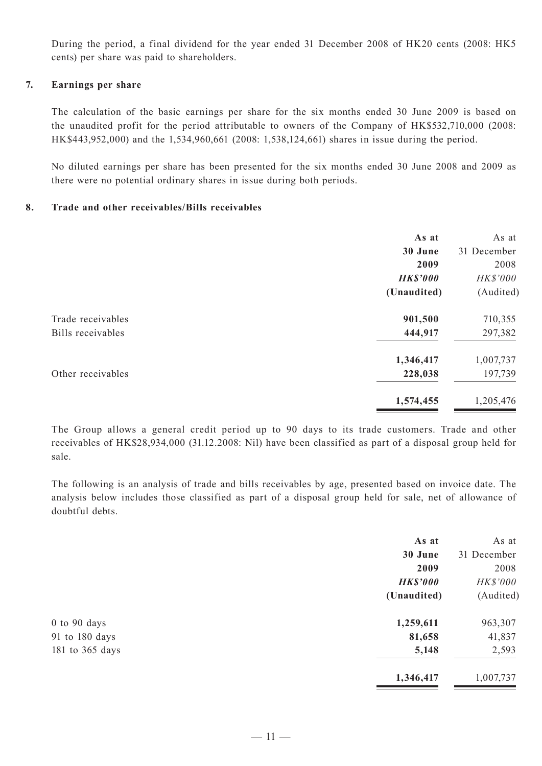During the period, a final dividend for the year ended 31 December 2008 of HK20 cents (2008: HK5 cents) per share was paid to shareholders.

## 7. Earnings per share

The calculation of the basic earnings per share for the six months ended 30 June 2009 is based on the unaudited profit for the period attributable to owners of the Company of HK$532,710,000 (2008: HK$443,952,000) and the 1,534,960,661 (2008: 1,538,124,661) shares in issue during the period.

No diluted earnings per share has been presented for the six months ended 30 June 2008 and 2009 as there were no potential ordinary shares in issue during both periods.

## 8. Trade and other receivables/Bills receivables

| | **As at 30 June 2009** | As at 31 December 2008 |
|---|---|---|
| | ***HK$'000*** | *HK$'000* |
| | **(Unaudited)** | (Audited) |
| Trade receivables | **901,500** | 710,355 |
| Bills receivables | **444,917** | 297,382 |
| | **1,346,417** | 1,007,737 |
| Other receivables | **228,038** | 197,739 |
| | **1,574,455** | 1,205,476 |

The Group allows a general credit period up to 90 days to its trade customers. Trade and other receivables of HK$28,934,000 (31.12.2008: Nil) have been classified as part of a disposal group held for sale.

The following is an analysis of trade and bills receivables by age, presented based on invoice date. The analysis below includes those classified as part of a disposal group held for sale, net of allowance of doubtful debts.

| | **As at 30 June 2009** | As at 31 December 2008 |
|---|---|---|
| | ***HK$'000*** | *HK$'000* |
| | **(Unaudited)** | (Audited) |
| 0 to 90 days | **1,259,611** | 963,307 |
| 91 to 180 days | **81,658** | 41,837 |
| 181 to 365 days | **5,148** | 2,593 |
| | **1,346,417** | 1,007,737 |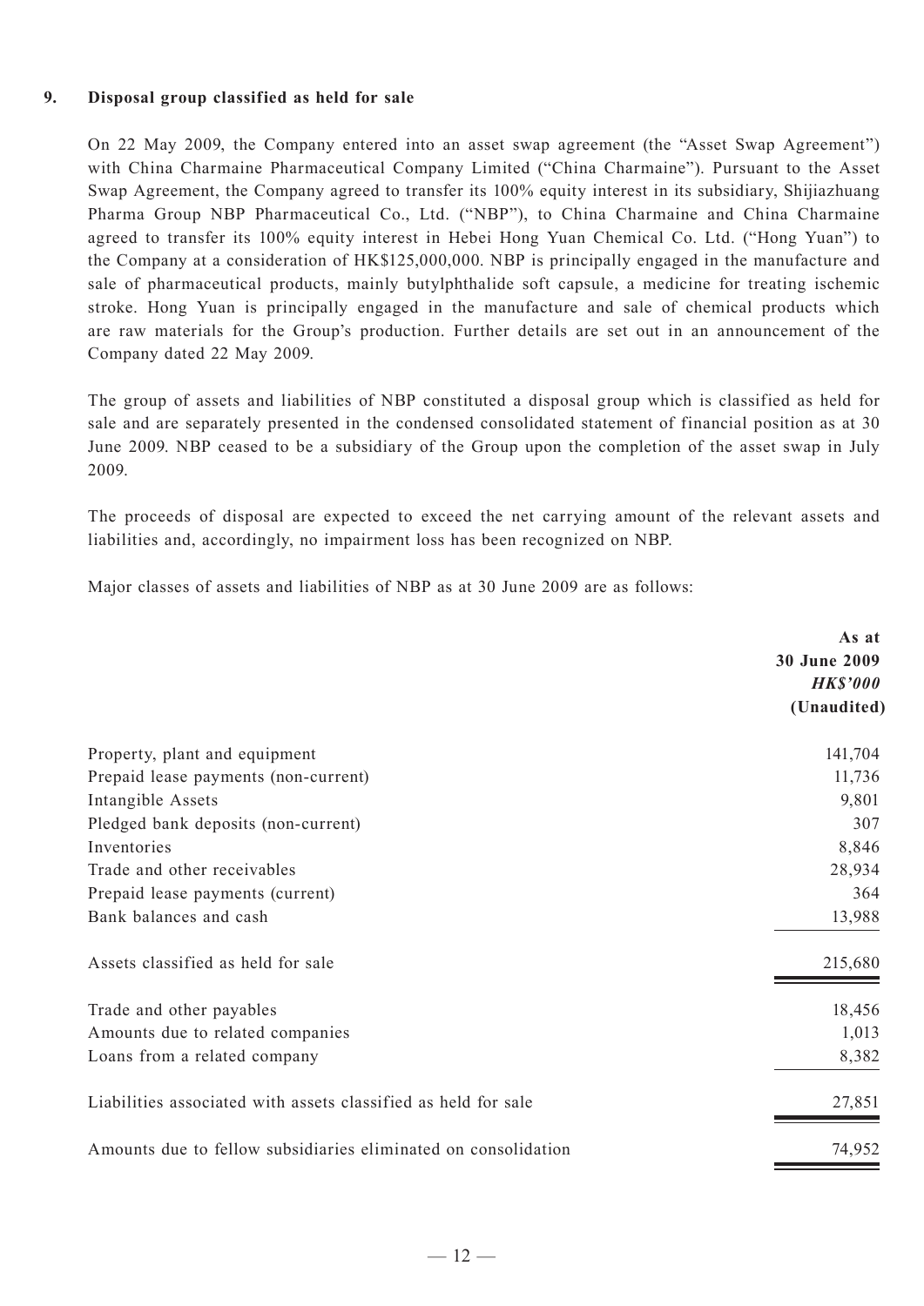## 9. Disposal group classified as held for sale

On 22 May 2009, the Company entered into an asset swap agreement (the "Asset Swap Agreement") with China Charmaine Pharmaceutical Company Limited ("China Charmaine"). Pursuant to the Asset Swap Agreement, the Company agreed to transfer its 100% equity interest in its subsidiary, Shijiazhuang Pharma Group NBP Pharmaceutical Co., Ltd. ("NBP"), to China Charmaine and China Charmaine agreed to transfer its 100% equity interest in Hebei Hong Yuan Chemical Co. Ltd. ("Hong Yuan") to the Company at a consideration of HK$125,000,000. NBP is principally engaged in the manufacture and sale of pharmaceutical products, mainly butylphthalide soft capsule, a medicine for treating ischemic stroke. Hong Yuan is principally engaged in the manufacture and sale of chemical products which are raw materials for the Group's production. Further details are set out in an announcement of the Company dated 22 May 2009.

The group of assets and liabilities of NBP constituted a disposal group which is classified as held for sale and are separately presented in the condensed consolidated statement of financial position as at 30 June 2009. NBP ceased to be a subsidiary of the Group upon the completion of the asset swap in July 2009.

The proceeds of disposal are expected to exceed the net carrying amount of the relevant assets and liabilities and, accordingly, no impairment loss has been recognized on NBP.

Major classes of assets and liabilities of NBP as at 30 June 2009 are as follows:

| | **As at 30 June 2009** ***HK$'000*** **(Unaudited)** |
|---|---|
| Property, plant and equipment | 141,704 |
| Prepaid lease payments (non-current) | 11,736 |
| Intangible Assets | 9,801 |
| Pledged bank deposits (non-current) | 307 |
| Inventories | 8,846 |
| Trade and other receivables | 28,934 |
| Prepaid lease payments (current) | 364 |
| Bank balances and cash | 13,988 |
| Assets classified as held for sale | 215,680 |
| Trade and other payables | 18,456 |
| Amounts due to related companies | 1,013 |
| Loans from a related company | 8,382 |
| Liabilities associated with assets classified as held for sale | 27,851 |
| Amounts due to fellow subsidiaries eliminated on consolidation | 74,952 |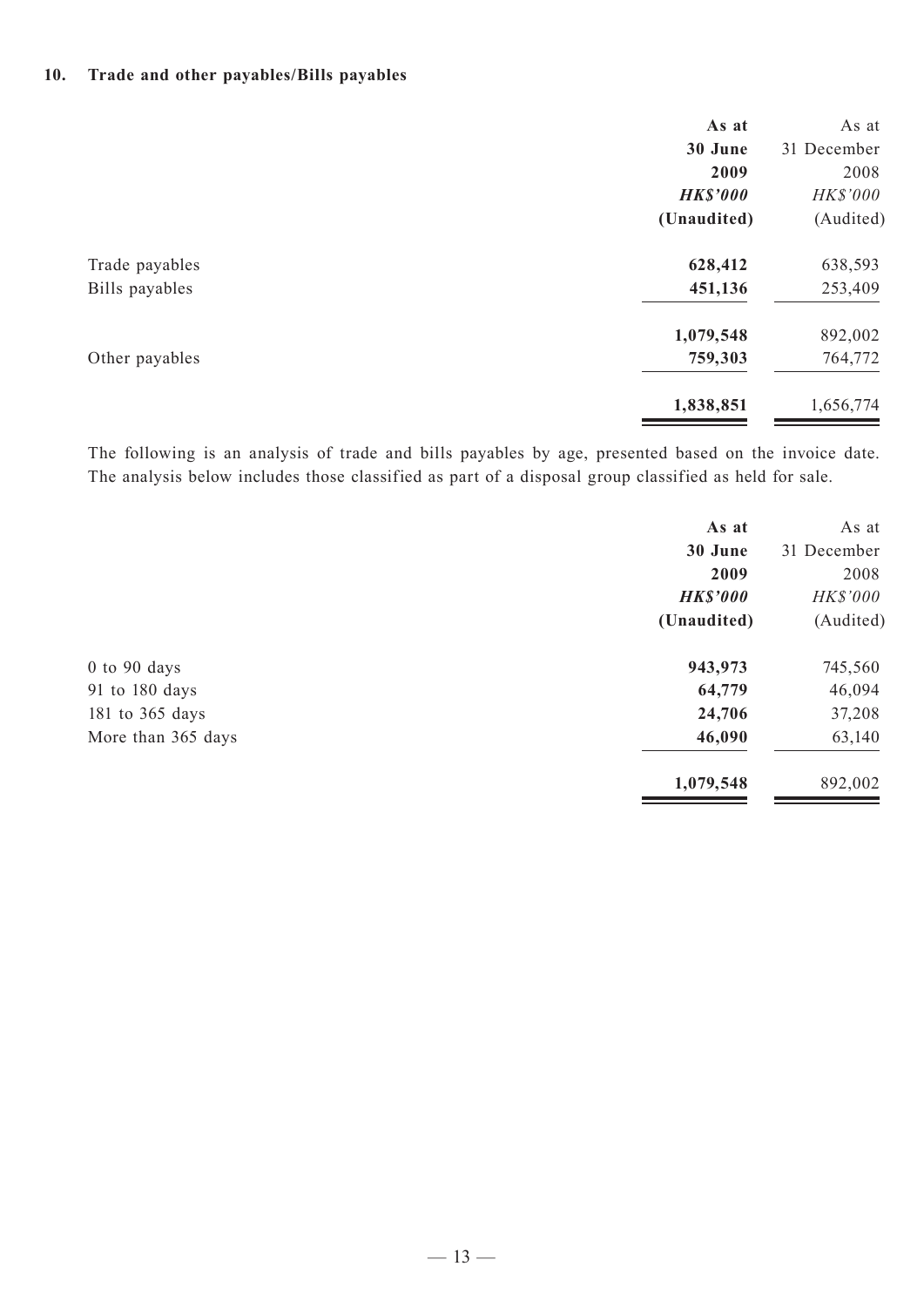## 10. Trade and other payables/Bills payables

| | **As at 30 June 2009** | As at 31 December 2008 |
|---|---|---|
| | ***HK$'000*** | *HK$'000* |
| | **(Unaudited)** | (Audited) |
| Trade payables | **628,412** | 638,593 |
| Bills payables | **451,136** | 253,409 |
| | **1,079,548** | 892,002 |
| Other payables | **759,303** | 764,772 |
| | **1,838,851** | 1,656,774 |

The following is an analysis of trade and bills payables by age, presented based on the invoice date. The analysis below includes those classified as part of a disposal group classified as held for sale.

| | **As at 30 June 2009** | As at 31 December 2008 |
|---|---|---|
| | ***HK$'000*** | *HK$'000* |
| | **(Unaudited)** | (Audited) |
| 0 to 90 days | **943,973** | 745,560 |
| 91 to 180 days | **64,779** | 46,094 |
| 181 to 365 days | **24,706** | 37,208 |
| More than 365 days | **46,090** | 63,140 |
| | **1,079,548** | 892,002 |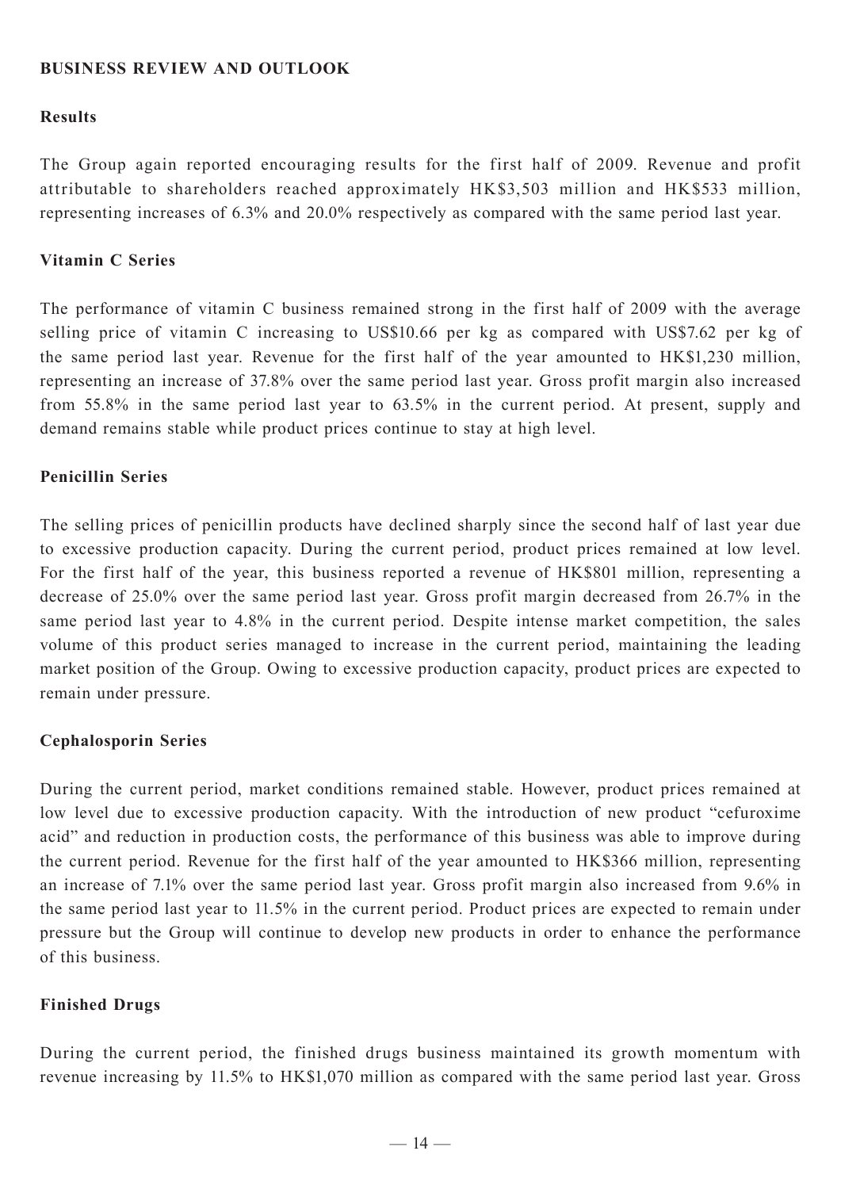## BUSINESS REVIEW AND OUTLOOK

### Results

The Group again reported encouraging results for the first half of 2009. Revenue and profit attributable to shareholders reached approximately HK$3,503 million and HK$533 million, representing increases of 6.3% and 20.0% respectively as compared with the same period last year.

### Vitamin C Series

The performance of vitamin C business remained strong in the first half of 2009 with the average selling price of vitamin C increasing to US$10.66 per kg as compared with US$7.62 per kg of the same period last year. Revenue for the first half of the year amounted to HK$1,230 million, representing an increase of 37.8% over the same period last year. Gross profit margin also increased from 55.8% in the same period last year to 63.5% in the current period. At present, supply and demand remains stable while product prices continue to stay at high level.

### Penicillin Series

The selling prices of penicillin products have declined sharply since the second half of last year due to excessive production capacity. During the current period, product prices remained at low level. For the first half of the year, this business reported a revenue of HK$801 million, representing a decrease of 25.0% over the same period last year. Gross profit margin decreased from 26.7% in the same period last year to 4.8% in the current period. Despite intense market competition, the sales volume of this product series managed to increase in the current period, maintaining the leading market position of the Group. Owing to excessive production capacity, product prices are expected to remain under pressure.

### Cephalosporin Series

During the current period, market conditions remained stable. However, product prices remained at low level due to excessive production capacity. With the introduction of new product "cefuroxime acid" and reduction in production costs, the performance of this business was able to improve during the current period. Revenue for the first half of the year amounted to HK$366 million, representing an increase of 7.1% over the same period last year. Gross profit margin also increased from 9.6% in the same period last year to 11.5% in the current period. Product prices are expected to remain under pressure but the Group will continue to develop new products in order to enhance the performance of this business.

### Finished Drugs

During the current period, the finished drugs business maintained its growth momentum with revenue increasing by 11.5% to HK$1,070 million as compared with the same period last year. Gross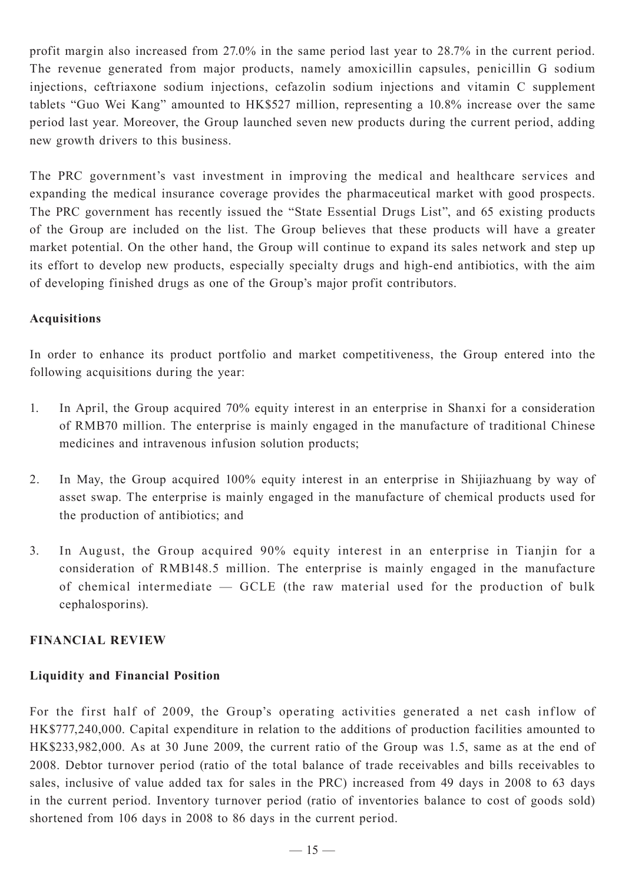profit margin also increased from 27.0% in the same period last year to 28.7% in the current period. The revenue generated from major products, namely amoxicillin capsules, penicillin G sodium injections, ceftriaxone sodium injections, cefazolin sodium injections and vitamin C supplement tablets "Guo Wei Kang" amounted to HK$527 million, representing a 10.8% increase over the same period last year. Moreover, the Group launched seven new products during the current period, adding new growth drivers to this business.

The PRC government's vast investment in improving the medical and healthcare services and expanding the medical insurance coverage provides the pharmaceutical market with good prospects. The PRC government has recently issued the "State Essential Drugs List", and 65 existing products of the Group are included on the list. The Group believes that these products will have a greater market potential. On the other hand, the Group will continue to expand its sales network and step up its effort to develop new products, especially specialty drugs and high-end antibiotics, with the aim of developing finished drugs as one of the Group's major profit contributors.

**Acquisitions**

In order to enhance its product portfolio and market competitiveness, the Group entered into the following acquisitions during the year:

1. In April, the Group acquired 70% equity interest in an enterprise in Shanxi for a consideration of RMB70 million. The enterprise is mainly engaged in the manufacture of traditional Chinese medicines and intravenous infusion solution products;

2. In May, the Group acquired 100% equity interest in an enterprise in Shijiazhuang by way of asset swap. The enterprise is mainly engaged in the manufacture of chemical products used for the production of antibiotics; and

3. In August, the Group acquired 90% equity interest in an enterprise in Tianjin for a consideration of RMB148.5 million. The enterprise is mainly engaged in the manufacture of chemical intermediate — GCLE (the raw material used for the production of bulk cephalosporins).

## FINANCIAL REVIEW

**Liquidity and Financial Position**

For the first half of 2009, the Group's operating activities generated a net cash inflow of HK$777,240,000. Capital expenditure in relation to the additions of production facilities amounted to HK$233,982,000. As at 30 June 2009, the current ratio of the Group was 1.5, same as at the end of 2008. Debtor turnover period (ratio of the total balance of trade receivables and bills receivables to sales, inclusive of value added tax for sales in the PRC) increased from 49 days in 2008 to 63 days in the current period. Inventory turnover period (ratio of inventories balance to cost of goods sold) shortened from 106 days in 2008 to 86 days in the current period.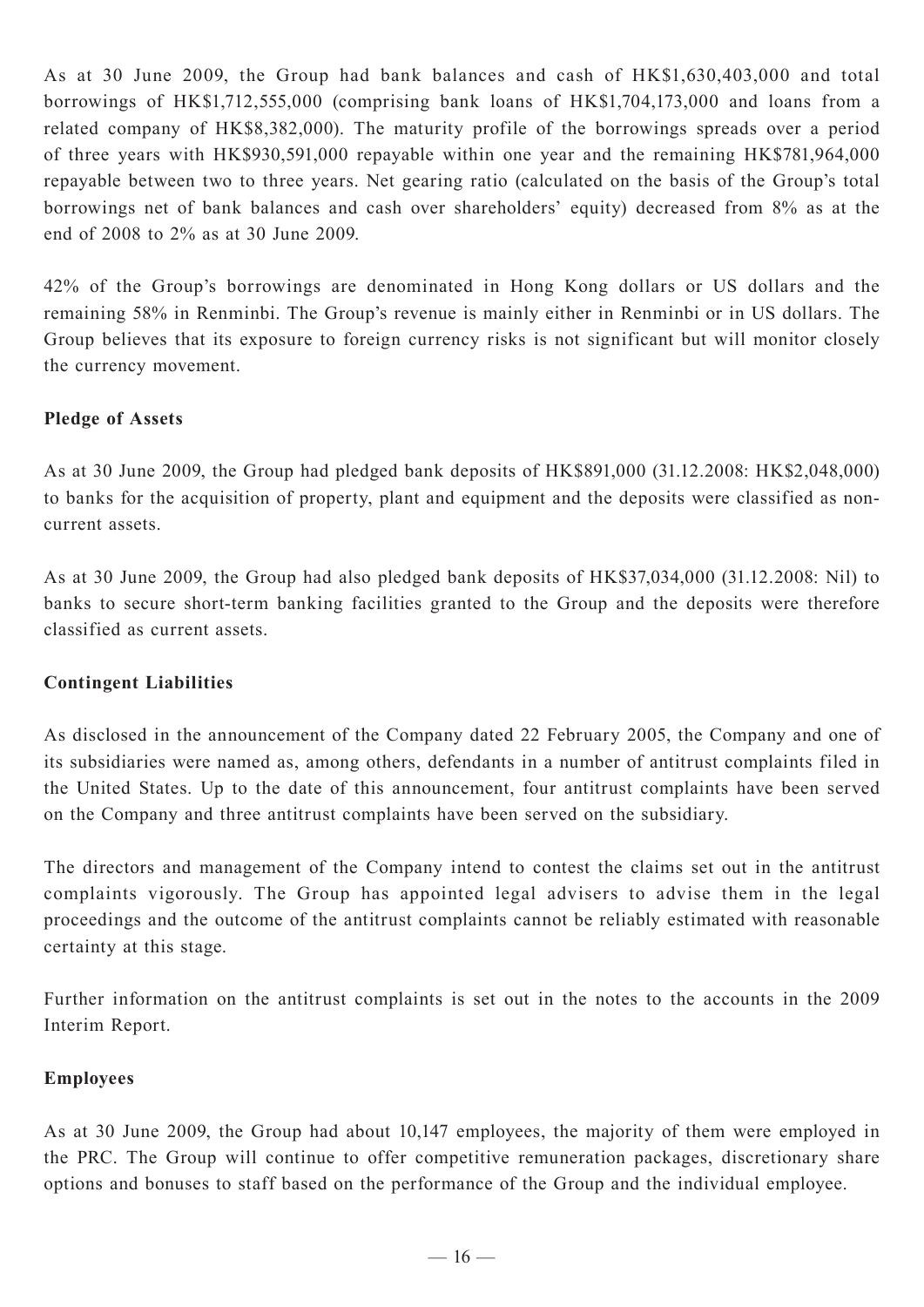As at 30 June 2009, the Group had bank balances and cash of HK$1,630,403,000 and total borrowings of HK$1,712,555,000 (comprising bank loans of HK$1,704,173,000 and loans from a related company of HK$8,382,000). The maturity profile of the borrowings spreads over a period of three years with HK$930,591,000 repayable within one year and the remaining HK$781,964,000 repayable between two to three years. Net gearing ratio (calculated on the basis of the Group's total borrowings net of bank balances and cash over shareholders' equity) decreased from 8% as at the end of 2008 to 2% as at 30 June 2009.

42% of the Group's borrowings are denominated in Hong Kong dollars or US dollars and the remaining 58% in Renminbi. The Group's revenue is mainly either in Renminbi or in US dollars. The Group believes that its exposure to foreign currency risks is not significant but will monitor closely the currency movement.

**Pledge of Assets**

As at 30 June 2009, the Group had pledged bank deposits of HK$891,000 (31.12.2008: HK$2,048,000) to banks for the acquisition of property, plant and equipment and the deposits were classified as non-current assets.

As at 30 June 2009, the Group had also pledged bank deposits of HK$37,034,000 (31.12.2008: Nil) to banks to secure short-term banking facilities granted to the Group and the deposits were therefore classified as current assets.

**Contingent Liabilities**

As disclosed in the announcement of the Company dated 22 February 2005, the Company and one of its subsidiaries were named as, among others, defendants in a number of antitrust complaints filed in the United States. Up to the date of this announcement, four antitrust complaints have been served on the Company and three antitrust complaints have been served on the subsidiary.

The directors and management of the Company intend to contest the claims set out in the antitrust complaints vigorously. The Group has appointed legal advisers to advise them in the legal proceedings and the outcome of the antitrust complaints cannot be reliably estimated with reasonable certainty at this stage.

Further information on the antitrust complaints is set out in the notes to the accounts in the 2009 Interim Report.

**Employees**

As at 30 June 2009, the Group had about 10,147 employees, the majority of them were employed in the PRC. The Group will continue to offer competitive remuneration packages, discretionary share options and bonuses to staff based on the performance of the Group and the individual employee.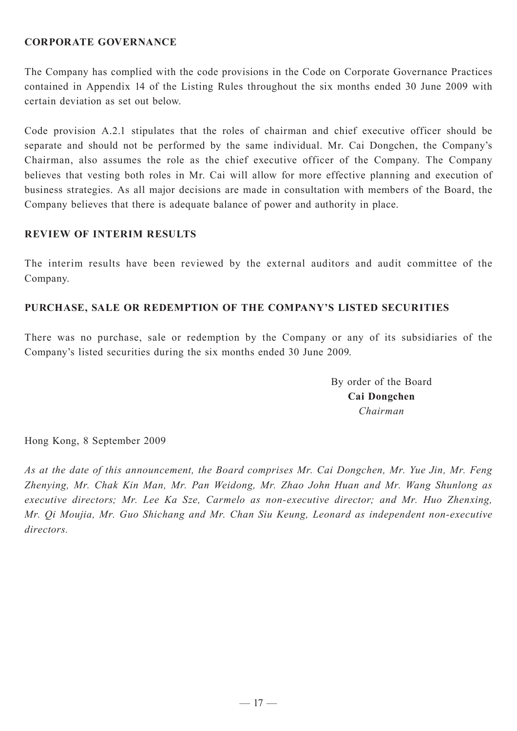## CORPORATE GOVERNANCE

The Company has complied with the code provisions in the Code on Corporate Governance Practices contained in Appendix 14 of the Listing Rules throughout the six months ended 30 June 2009 with certain deviation as set out below.

Code provision A.2.1 stipulates that the roles of chairman and chief executive officer should be separate and should not be performed by the same individual. Mr. Cai Dongchen, the Company's Chairman, also assumes the role as the chief executive officer of the Company. The Company believes that vesting both roles in Mr. Cai will allow for more effective planning and execution of business strategies. As all major decisions are made in consultation with members of the Board, the Company believes that there is adequate balance of power and authority in place.

## REVIEW OF INTERIM RESULTS

The interim results have been reviewed by the external auditors and audit committee of the Company.

## PURCHASE, SALE OR REDEMPTION OF THE COMPANY'S LISTED SECURITIES

There was no purchase, sale or redemption by the Company or any of its subsidiaries of the Company's listed securities during the six months ended 30 June 2009.

By order of the Board
**Cai Dongchen**
*Chairman*

Hong Kong, 8 September 2009

*As at the date of this announcement, the Board comprises Mr. Cai Dongchen, Mr. Yue Jin, Mr. Feng Zhenying, Mr. Chak Kin Man, Mr. Pan Weidong, Mr. Zhao John Huan and Mr. Wang Shunlong as executive directors; Mr. Lee Ka Sze, Carmelo as non-executive director; and Mr. Huo Zhenxing, Mr. Qi Moujia, Mr. Guo Shichang and Mr. Chan Siu Keung, Leonard as independent non-executive directors.*